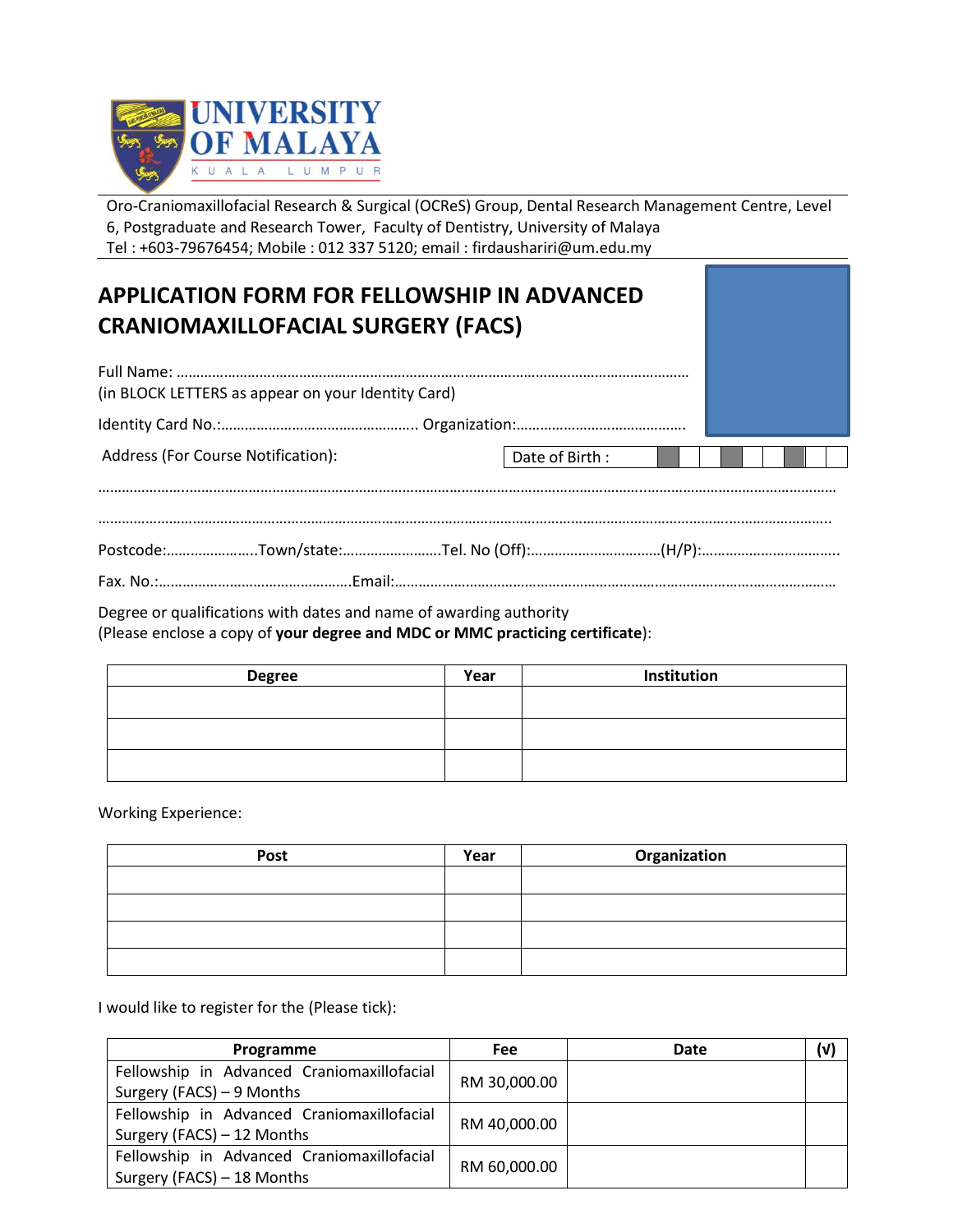UNIVERSITY OF MALAYA
KUALA LUMPUR

Oro-Craniomaxillofacial Research & Surgical (OCReS) Group, Dental Research Management Centre, Level 6, Postgraduate and Research Tower, Faculty of Dentistry, University of Malaya
Tel : +603-79676454; Mobile : 012 337 5120; email : firdausharir​i@um.edu.my

# APPLICATION FORM FOR FELLOWSHIP IN ADVANCED CRANIOMAXILLOFACIAL SURGERY (FACS)

Full Name: ……………………………………………………………………………………………………………………
(in BLOCK LETTERS as appear on your Identity Card)

Identity Card No.:………………………………………….. Organization:……………………………………

Address (For Course Notification): Date of Birth :

……………………………………………………………………………………………………………………………………………………

……………………………………………………………………………………………………………………………………………………

Postcode:…………………..Town/state:……………………Tel. No (Off):……………………………(H/P):……………………………..

Fax. No.:…………………………………………Email:…………………………………………………………………………………………

Degree or qualifications with dates and name of awarding authority
(Please enclose a copy of **your degree and MDC or MMC practicing certificate**):

| Degree | Year | Institution |
|---|---|---|
| | | |
| | | |
| | | |

Working Experience:

| Post | Year | Organization |
|---|---|---|
| | | |
| | | |
| | | |
| | | |

I would like to register for the (Please tick):

| Programme | Fee | Date | (√) |
|---|---|---|---|
| Fellowship in Advanced Craniomaxillofacial Surgery (FACS) – 9 Months | RM 30,000.00 | | |
| Fellowship in Advanced Craniomaxillofacial Surgery (FACS) – 12 Months | RM 40,000.00 | | |
| Fellowship in Advanced Craniomaxillofacial Surgery (FACS) – 18 Months | RM 60,000.00 | | |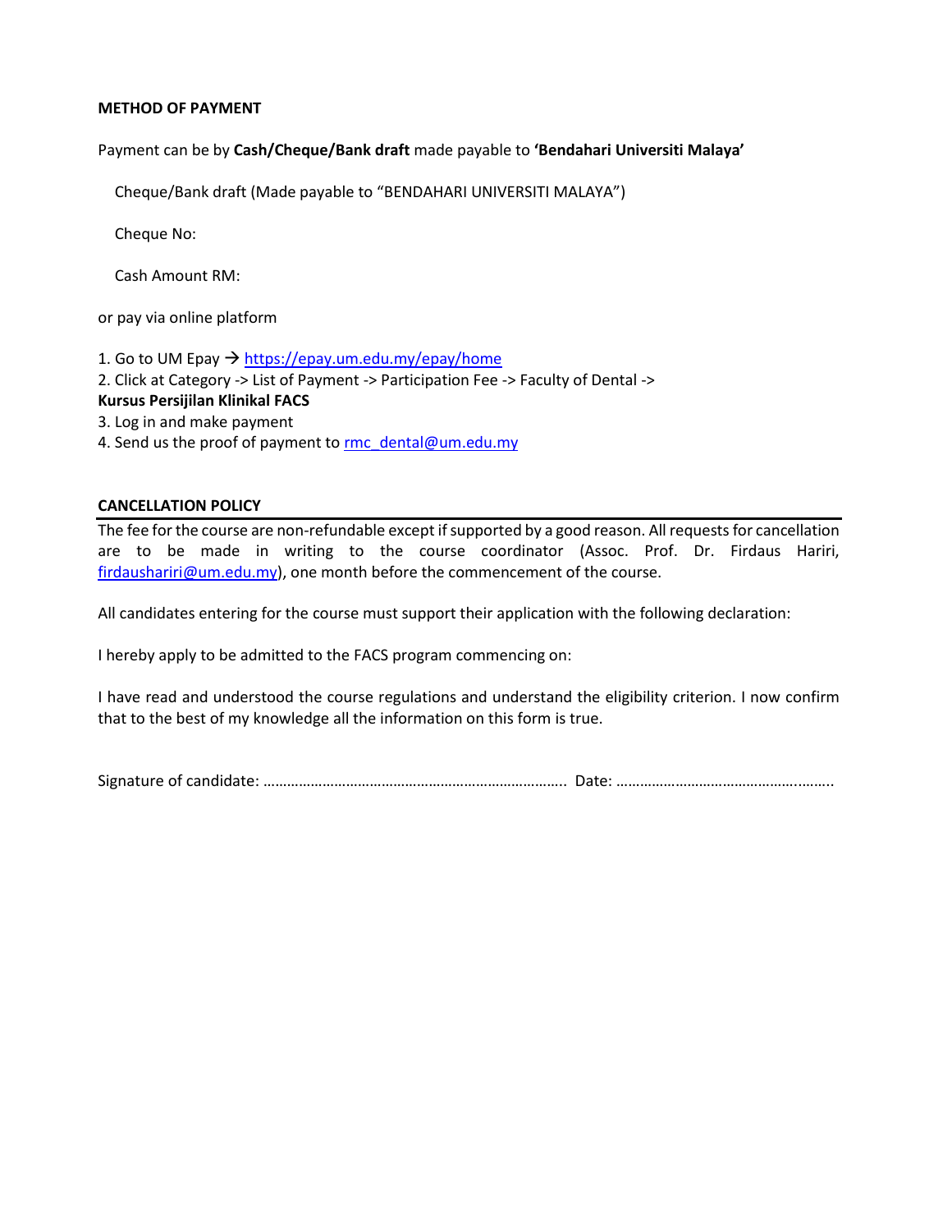**METHOD OF PAYMENT**

Payment can be by **Cash/Cheque/Bank draft** made payable to **'Bendahari Universiti Malaya'**

Cheque/Bank draft (Made payable to "BENDAHARI UNIVERSITI MALAYA")

Cheque No:

Cash Amount RM:

or pay via online platform

1. Go to UM Epay → https://epay.um.edu.my/epay/home
2. Click at Category -> List of Payment -> Participation Fee -> Faculty of Dental -> **Kursus Persijilan Klinikal FACS**
3. Log in and make payment
4. Send us the proof of payment to rmc_dental@um.edu.my

**CANCELLATION POLICY**

The fee for the course are non-refundable except if supported by a good reason. All requests for cancellation are to be made in writing to the course coordinator (Assoc. Prof. Dr. Firdaus Hariri, firdaushariri@um.edu.my), one month before the commencement of the course.

All candidates entering for the course must support their application with the following declaration:

I hereby apply to be admitted to the FACS program commencing on:

I have read and understood the course regulations and understand the eligibility criterion. I now confirm that to the best of my knowledge all the information on this form is true.

Signature of candidate: …………………………………………………………………. Date: ………………………………………..…….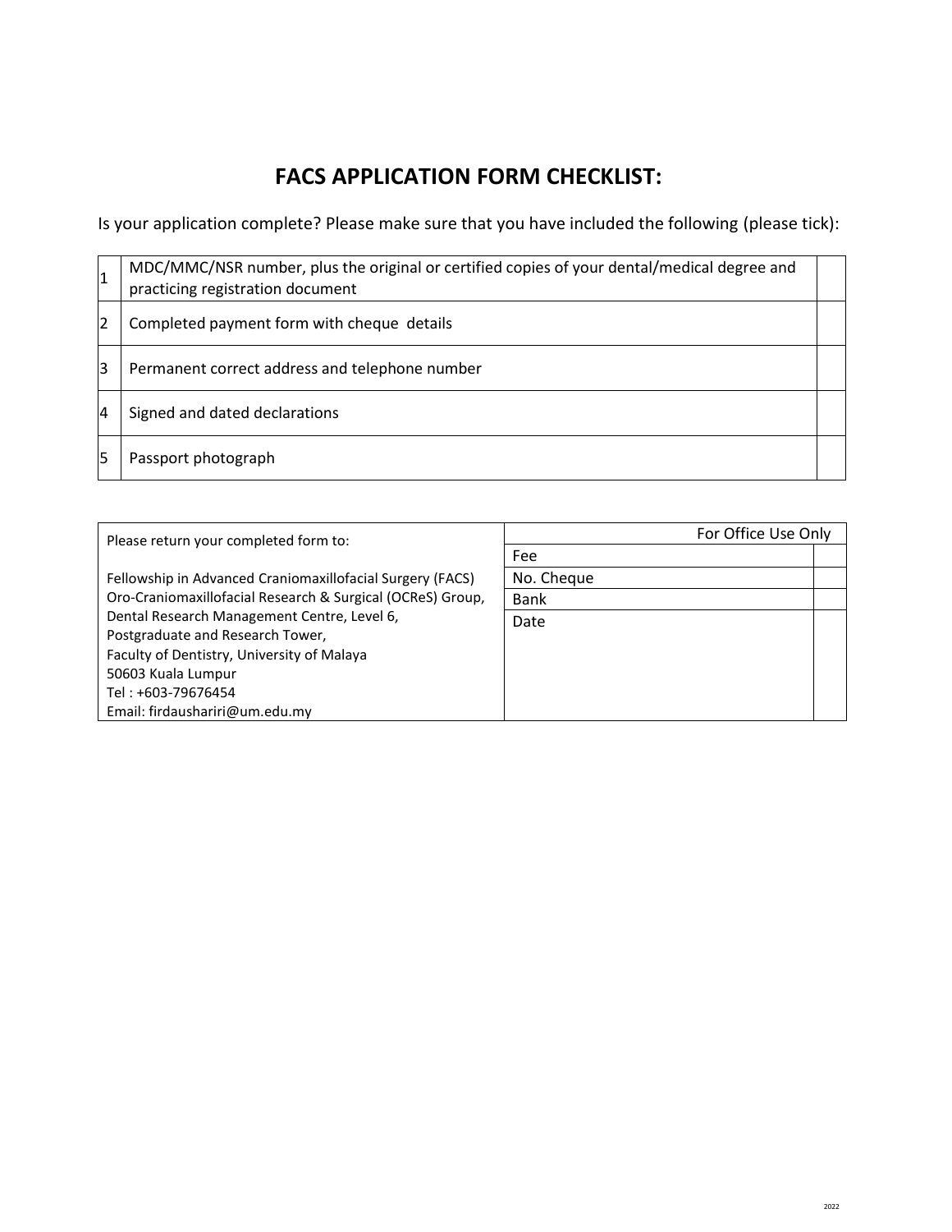# FACS APPLICATION FORM CHECKLIST:

Is your application complete? Please make sure that you have included the following (please tick):

| | | |
|---|---|---|
| 1 | MDC/MMC/NSR number, plus the original or certified copies of your dental/medical degree and practicing registration document | |
| 2 | Completed payment form with cheque details | |
| 3 | Permanent correct address and telephone number | |
| 4 | Signed and dated declarations | |
| 5 | Passport photograph | |

| Please return your completed form to: | For Office Use Only | |
|---|---|---|
| Fellowship in Advanced Craniomaxillofacial Surgery (FACS)<br>Oro-Craniomaxillofacial Research & Surgical (OCReS) Group,<br>Dental Research Management Centre, Level 6,<br>Postgraduate and Research Tower,<br>Faculty of Dentistry, University of Malaya<br>50603 Kuala Lumpur<br>Tel : +603-79676454<br>Email: firdaushariri@um.edu.my | Fee | |
| | No. Cheque | |
| | Bank | |
| | Date | |